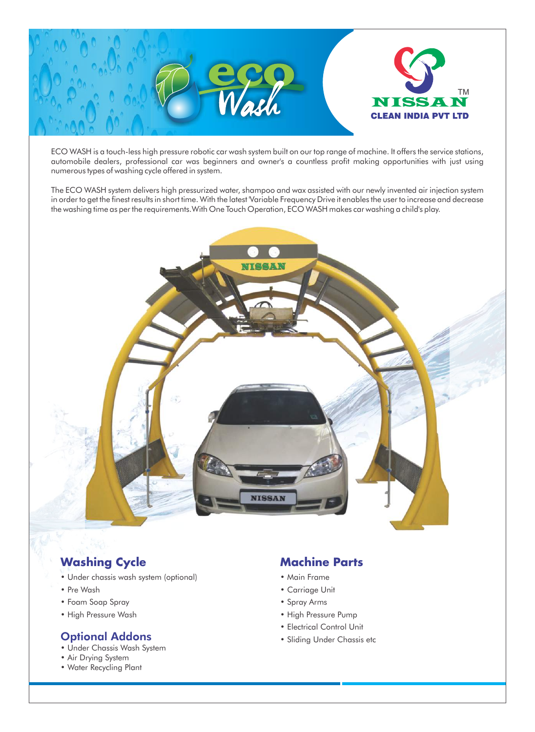# eco Wash

NISSAN™
CLEAN INDIA PVT LTD

ECO WASH is a touch-less high pressure robotic car wash system built on our top range of machine. It offers the service stations, automobile dealers, professional car was beginners and owner's a countless profit making opportunities with just using numerous types of washing cycle offered in system.

The ECO WASH system delivers high pressurized water, shampoo and wax assisted with our newly invented air injection system in order to get the finest results in short time. With the latest 'Variable Frequency Drive it enables the user to increase and decrease the washing time as per the requirements.With One Touch Operation, ECO WASH makes car washing a child's play.

## Washing Cycle

- Under chassis wash system (optional)
- Pre Wash
- Foam Soap Spray
- High Pressure Wash

## Optional Addons

- Under Chassis Wash System
- Air Drying System
- Water Recycling Plant

## Machine Parts

- Main Frame
- Carriage Unit
- Spray Arms
- High Pressure Pump
- Electrical Control Unit
- Sliding Under Chassis etc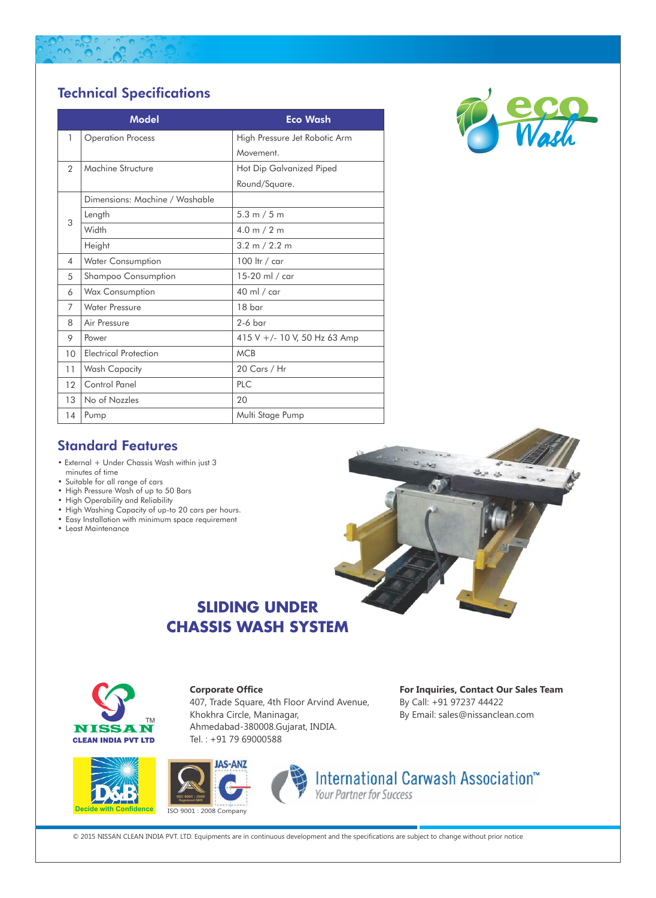## Technical Specifications

| | Model | Eco Wash |
|---|---|---|
| 1 | Operation Process | High Pressure Jet Robotic Arm Movement. |
| 2 | Machine Structure | Hot Dip Galvanized Piped Round/Square. |
| 3 | Dimensions: Machine / Washable | |
| | Length | 5.3 m / 5 m |
| | Width | 4.0 m / 2 m |
| | Height | 3.2 m / 2.2 m |
| 4 | Water Consumption | 100 ltr / car |
| 5 | Shampoo Consumption | 15-20 ml / car |
| 6 | Wax Consumption | 40 ml / car |
| 7 | Water Pressure | 18 bar |
| 8 | Air Pressure | 2-6 bar |
| 9 | Power | 415 V +/- 10 V, 50 Hz 63 Amp |
| 10 | Electrical Protection | MCB |
| 11 | Wash Capacity | 20 Cars / Hr |
| 12 | Control Panel | PLC |
| 13 | No of Nozzles | 20 |
| 14 | Pump | Multi Stage Pump |

eco Wash

## Standard Features

- External + Under Chassis Wash within just 3 minutes of time
- Suitable for all range of cars
- High Pressure Wash of up to 50 Bars
- High Operability and Reliability
- High Washing Capacity of up-to 20 cars per hours.
- Easy Installation with minimum space requirement
- Least Maintenance

## SLIDING UNDER CHASSIS WASH SYSTEM

NISSAN™ CLEAN INDIA PVT LTD

**Corporate Office**
407, Trade Square, 4th Floor Arvind Avenue,
Khokhra Circle, Maninagar,
Ahmedabad-380008.Gujarat, INDIA.
Tel. : +91 79 69000588

**For Inquiries, Contact Our Sales Team**
By Call: +91 97237 44422
By Email: sales@nissanclean.com

D&B Decide with Confidence

JAS-ANZ ISO 9001 : 2008 Company

International Carwash Association™ Your Partner for Success

© 2015 NISSAN CLEAN INDIA PVT. LTD. Equipments are in continuous development and the specifications are subject to change without prior notice